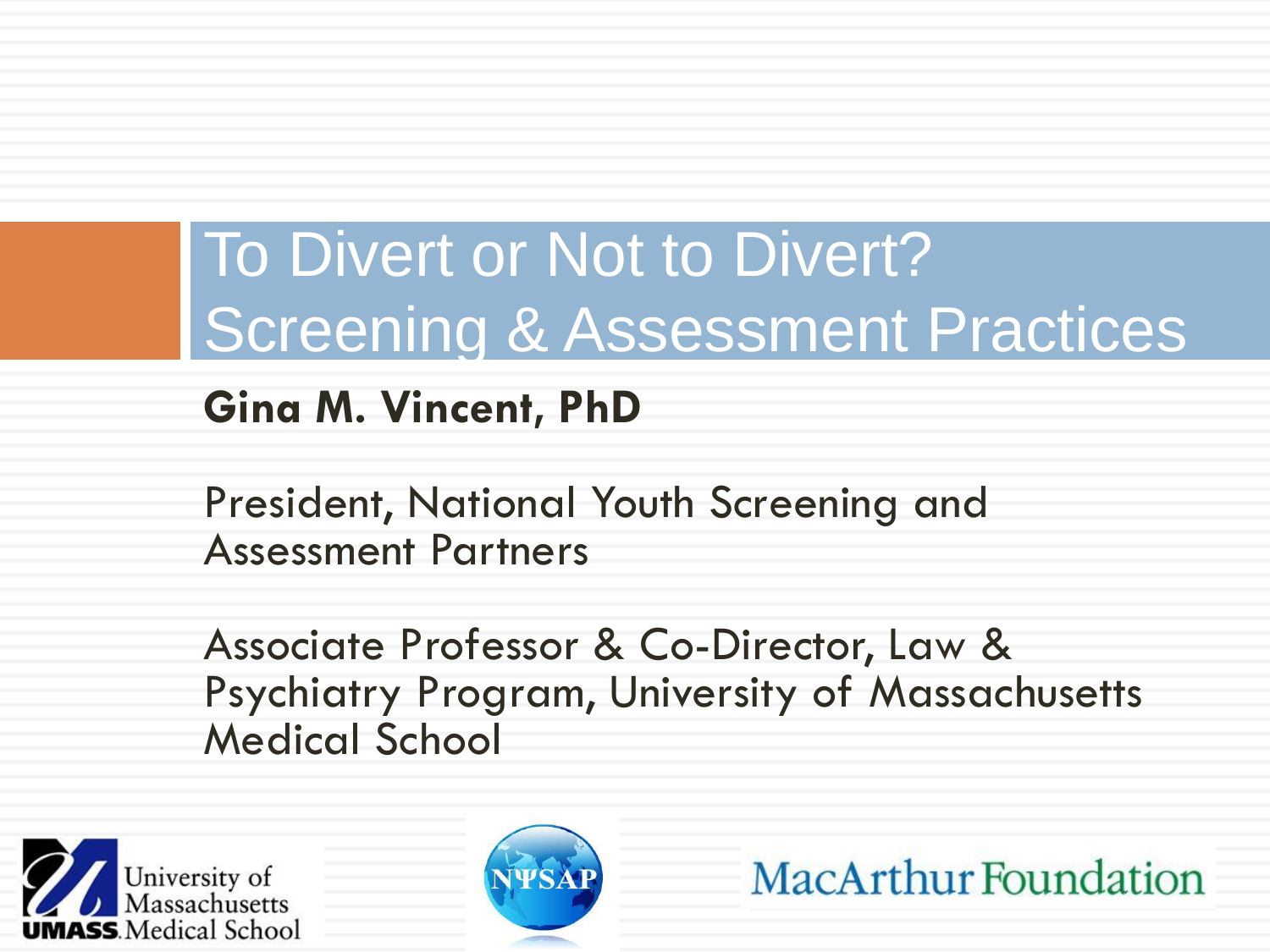# To Divert or Not to Divert? Screening & Assessment Practices

**Gina M. Vincent, PhD**

President, National Youth Screening and Assessment Partners

Associate Professor & Co-Director, Law & Psychiatry Program, University of Massachusetts Medical School

University of Massachusetts UMASS Medical School

NYSAP

MacArthur Foundation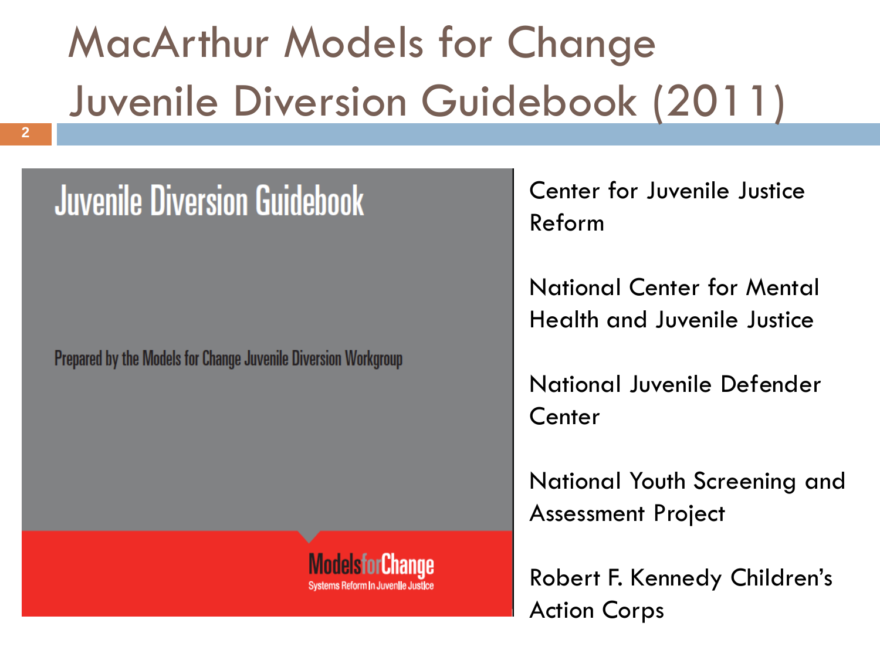# MacArthur Models for Change Juvenile Diversion Guidebook (2011)

**Juvenile Diversion Guidebook**

Prepared by the Models for Change Juvenile Diversion Workgroup

Models for Change
Systems Reform in Juvenile Justice

Center for Juvenile Justice Reform

National Center for Mental Health and Juvenile Justice

National Juvenile Defender Center

National Youth Screening and Assessment Project

Robert F. Kennedy Children's Action Corps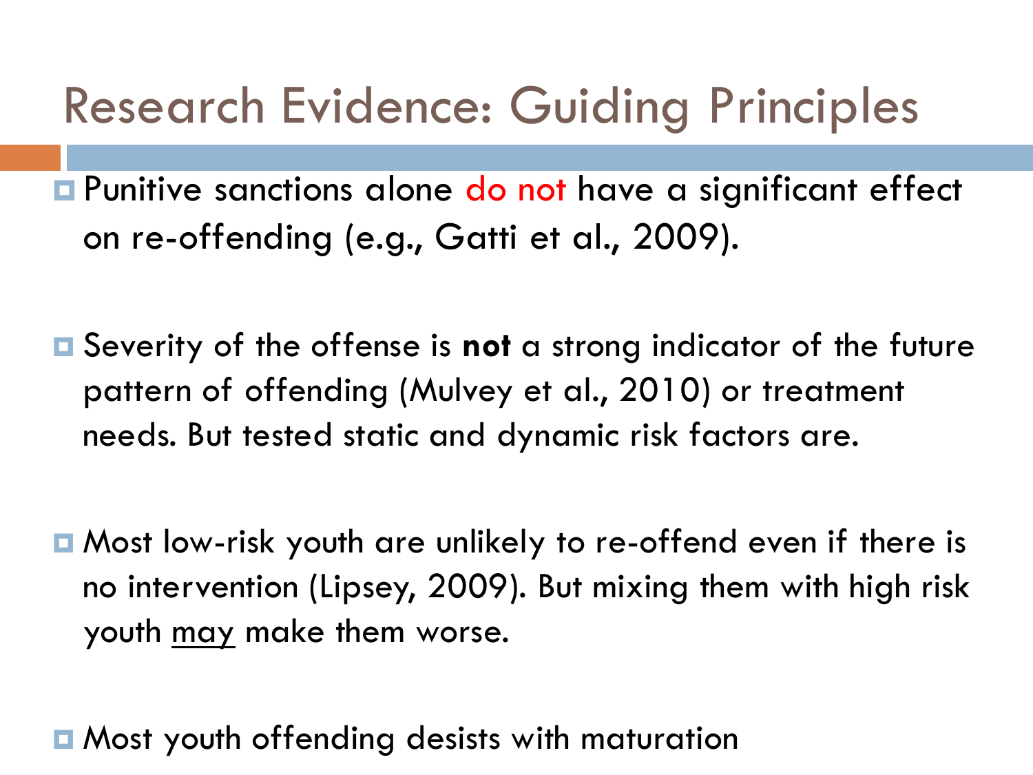# Research Evidence: Guiding Principles

- Punitive sanctions alone do not have a significant effect on re-offending (e.g., Gatti et al., 2009).
- Severity of the offense is **not** a strong indicator of the future pattern of offending (Mulvey et al., 2010) or treatment needs. But tested static and dynamic risk factors are.
- Most low-risk youth are unlikely to re-offend even if there is no intervention (Lipsey, 2009). But mixing them with high risk youth <u>may</u> make them worse.
- Most youth offending desists with maturation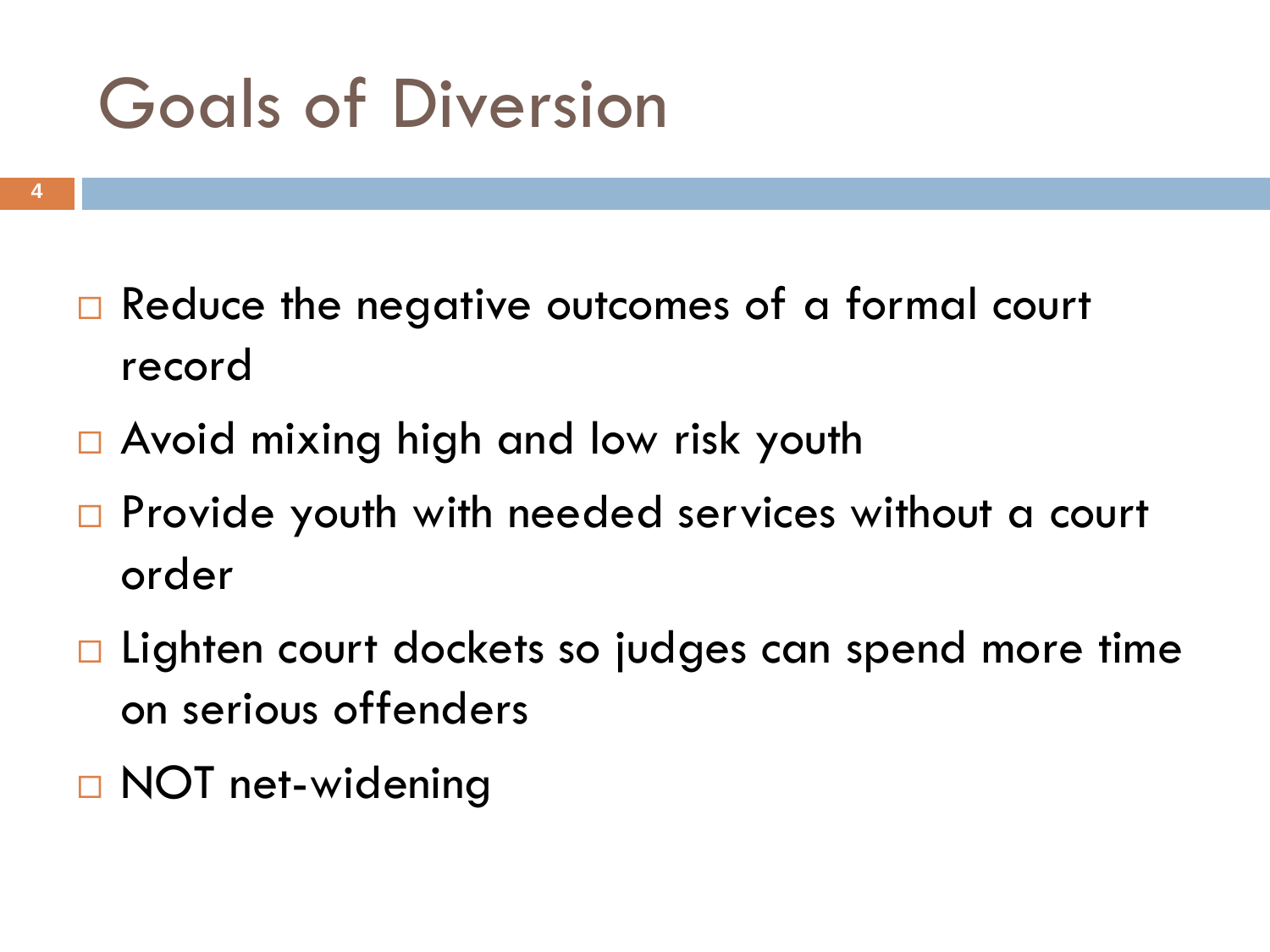# Goals of Diversion

- Reduce the negative outcomes of a formal court record
- Avoid mixing high and low risk youth
- Provide youth with needed services without a court order
- Lighten court dockets so judges can spend more time on serious offenders
- NOT net-widening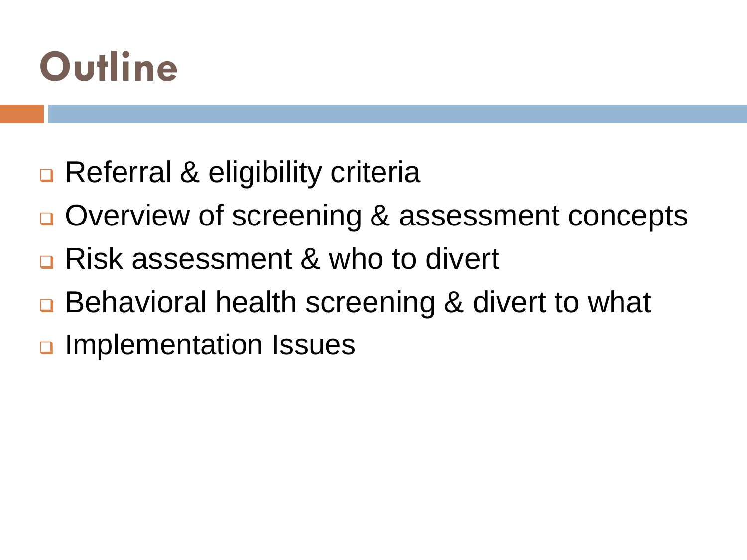# Outline

- Referral & eligibility criteria
- Overview of screening & assessment concepts
- Risk assessment & who to divert
- Behavioral health screening & divert to what
- Implementation Issues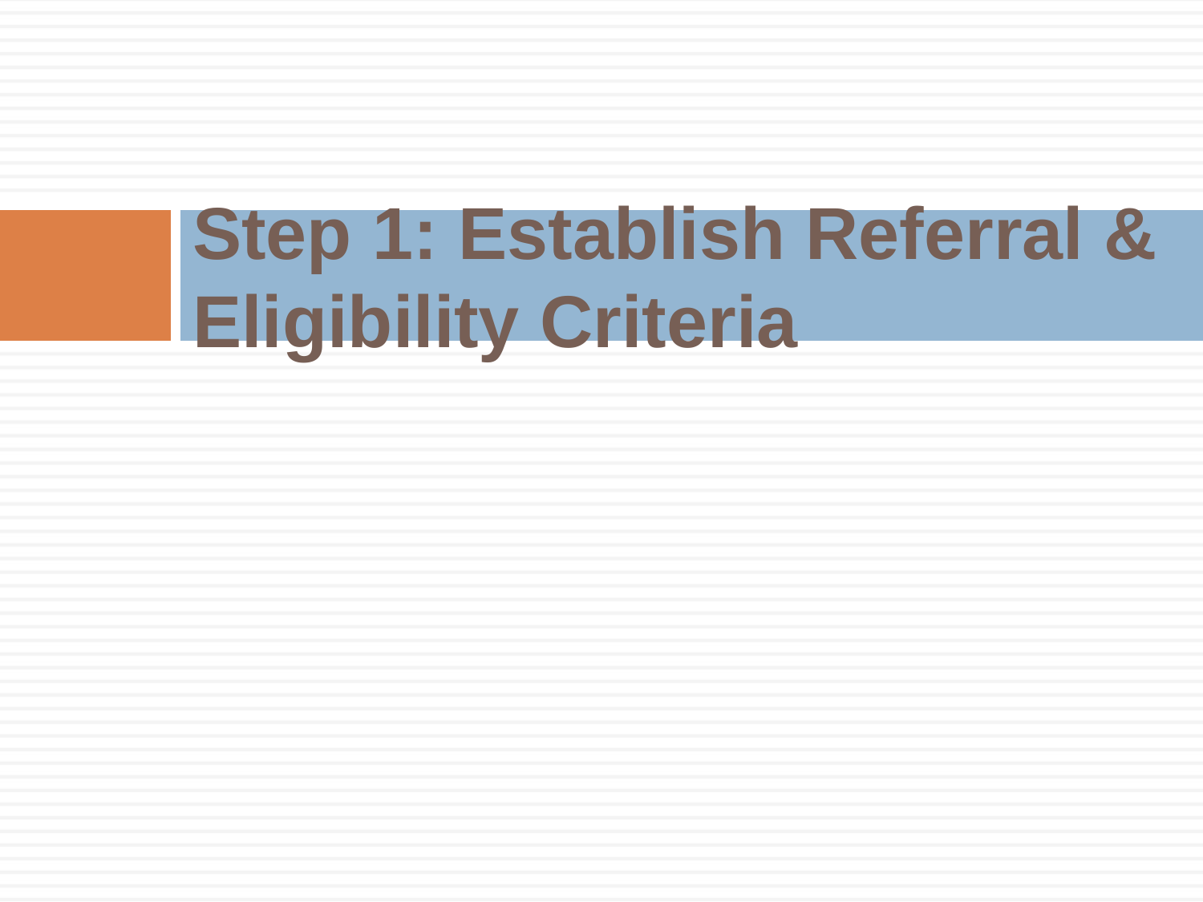# Step 1: Establish Referral & Eligibility Criteria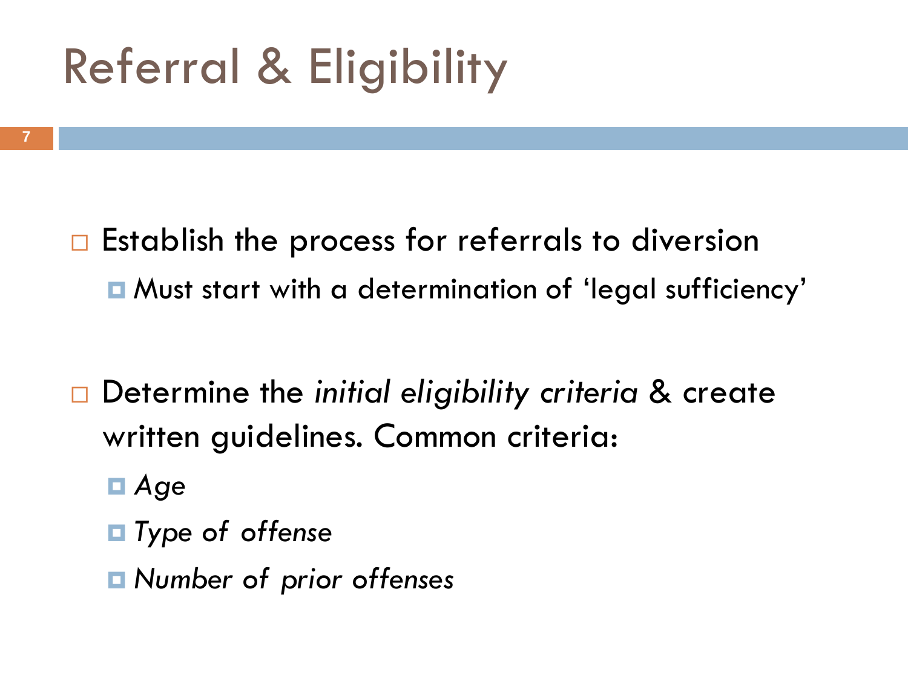# Referral & Eligibility

- Establish the process for referrals to diversion
  - Must start with a determination of 'legal sufficiency'

- Determine the *initial eligibility criteria* & create written guidelines. Common criteria:
  - *Age*
  - *Type of offense*
  - *Number of prior offenses*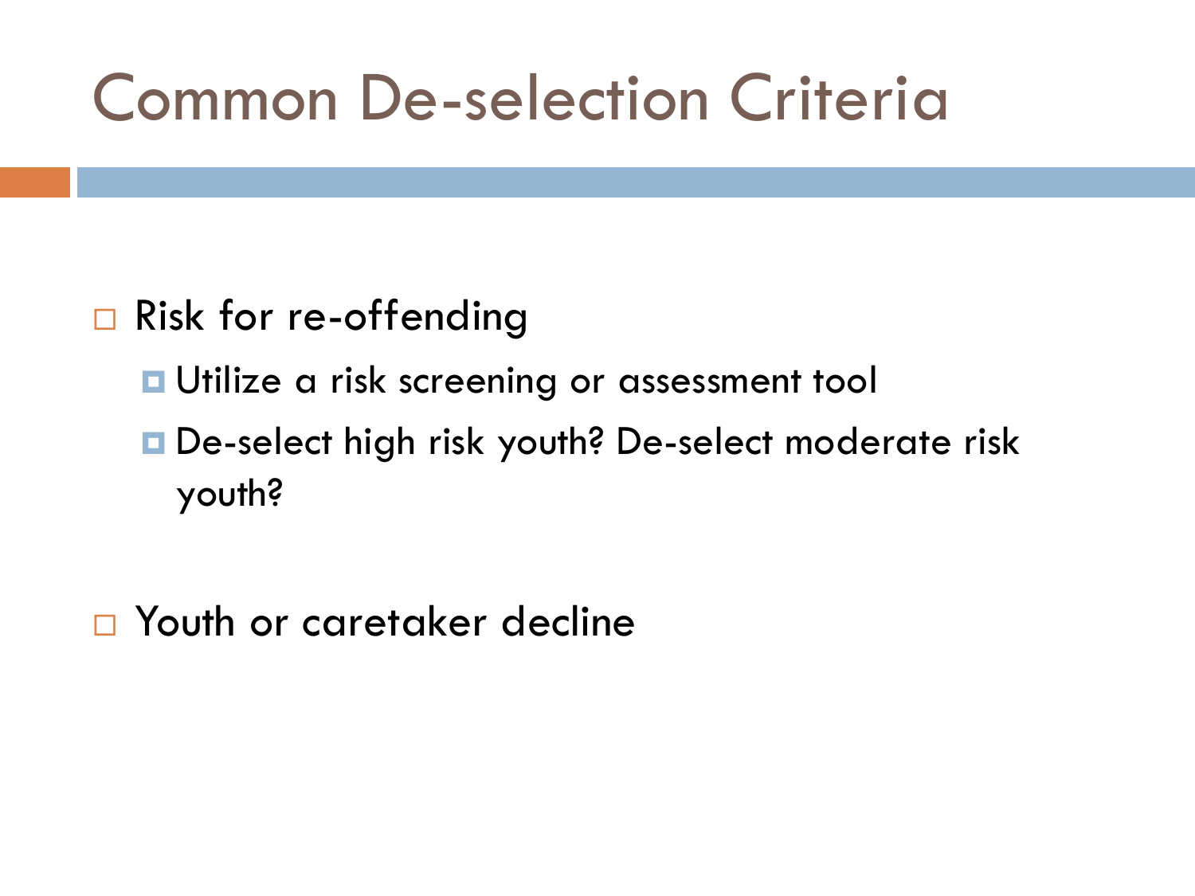# Common De-selection Criteria

- Risk for re-offending
  - Utilize a risk screening or assessment tool
  - De-select high risk youth? De-select moderate risk youth?
- Youth or caretaker decline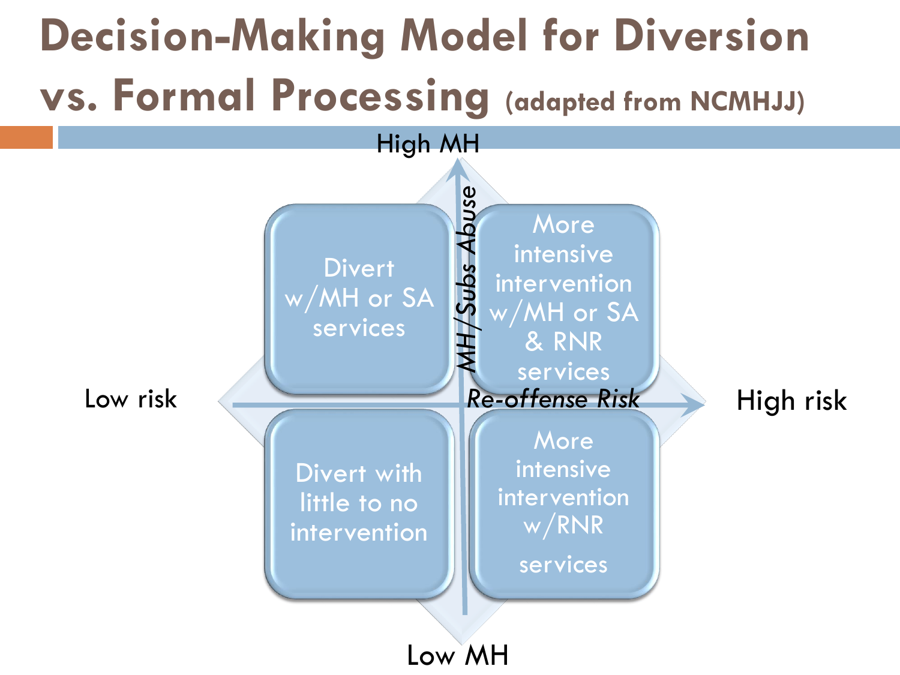# Decision-Making Model for Diversion vs. Formal Processing (adapted from NCMHJJ)

High MH

*MH/Subs Abuse*

| | Low risk | High risk |
|---|---|---|
| **High MH** | Divert w/MH or SA services | More intensive intervention w/MH or SA & RNR services |
| **Low MH** | Divert with little to no intervention | More intensive intervention w/RNR services |

*Re-offense Risk*

Low risk — High risk

Low MH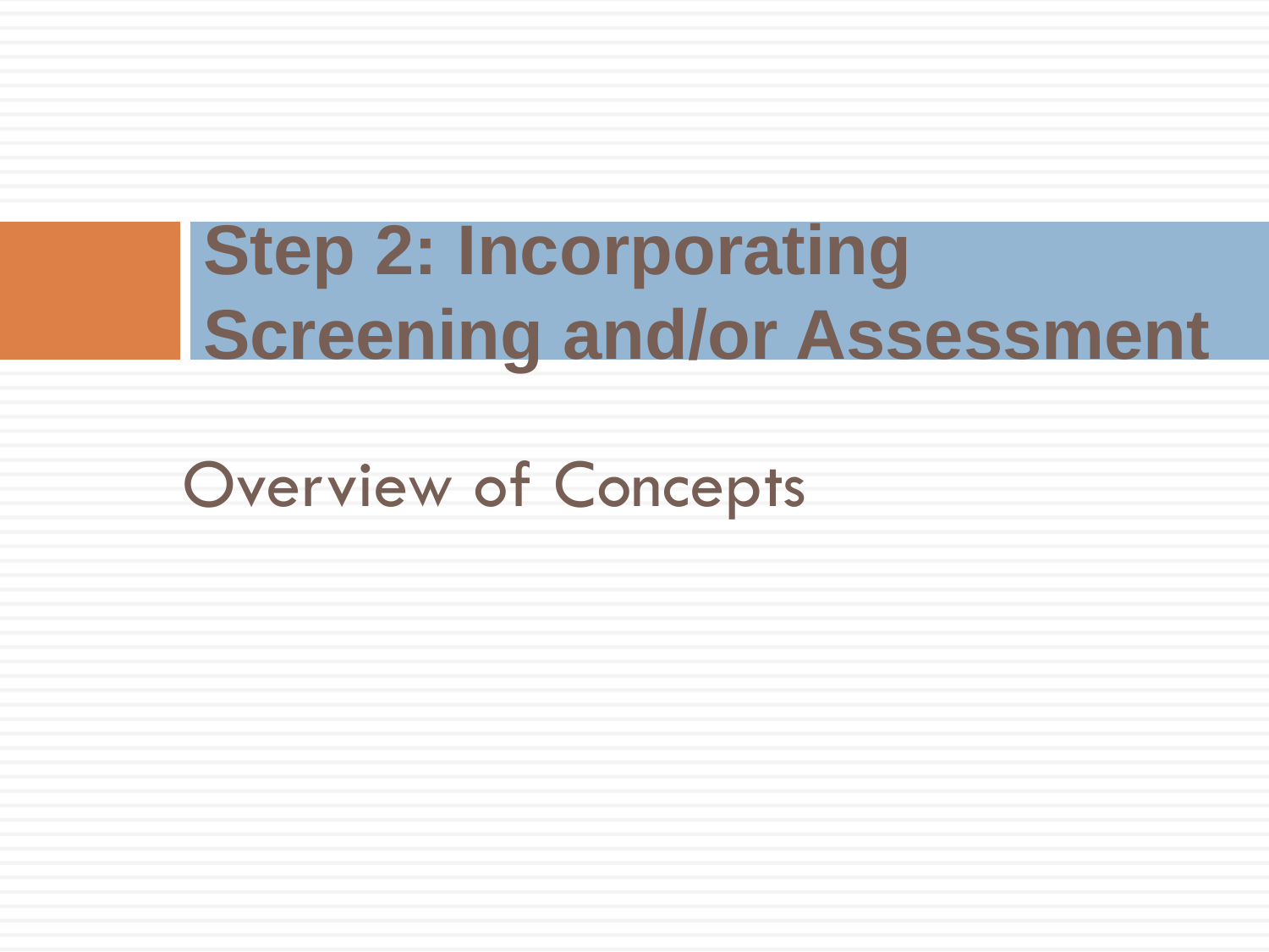# Step 2: Incorporating Screening and/or Assessment

Overview of Concepts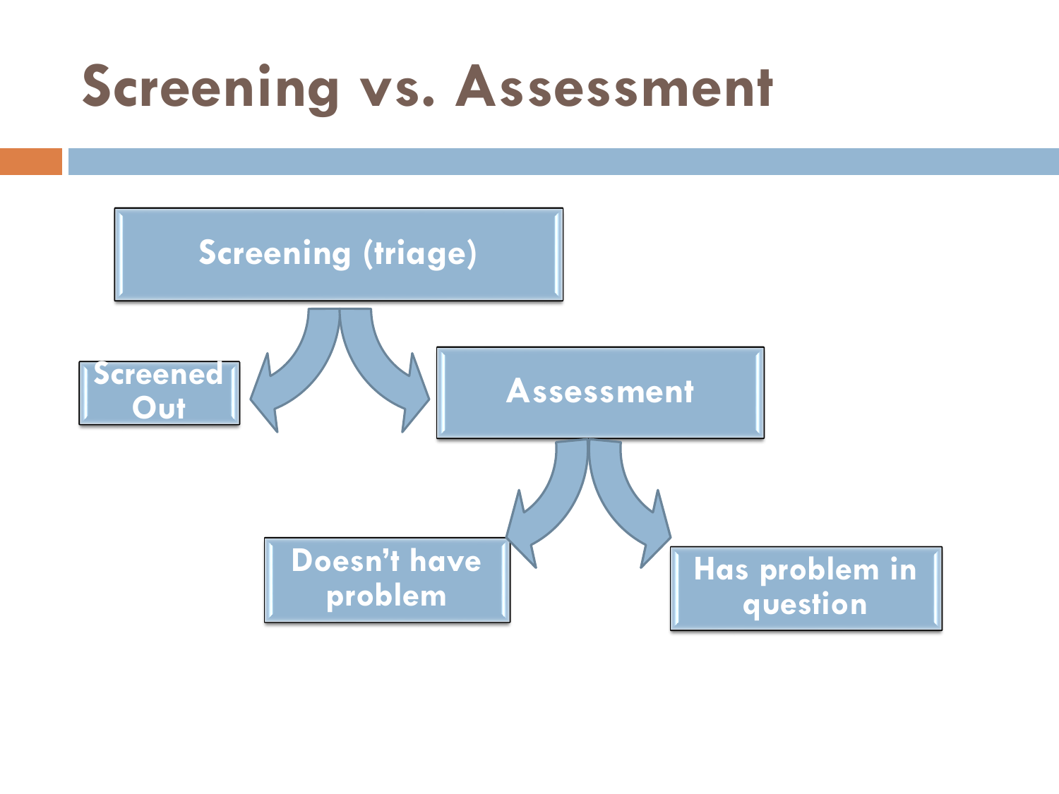# Screening vs. Assessment

- Screening (triage)
  - Screened Out
  - Assessment
    - Doesn't have problem
    - Has problem in question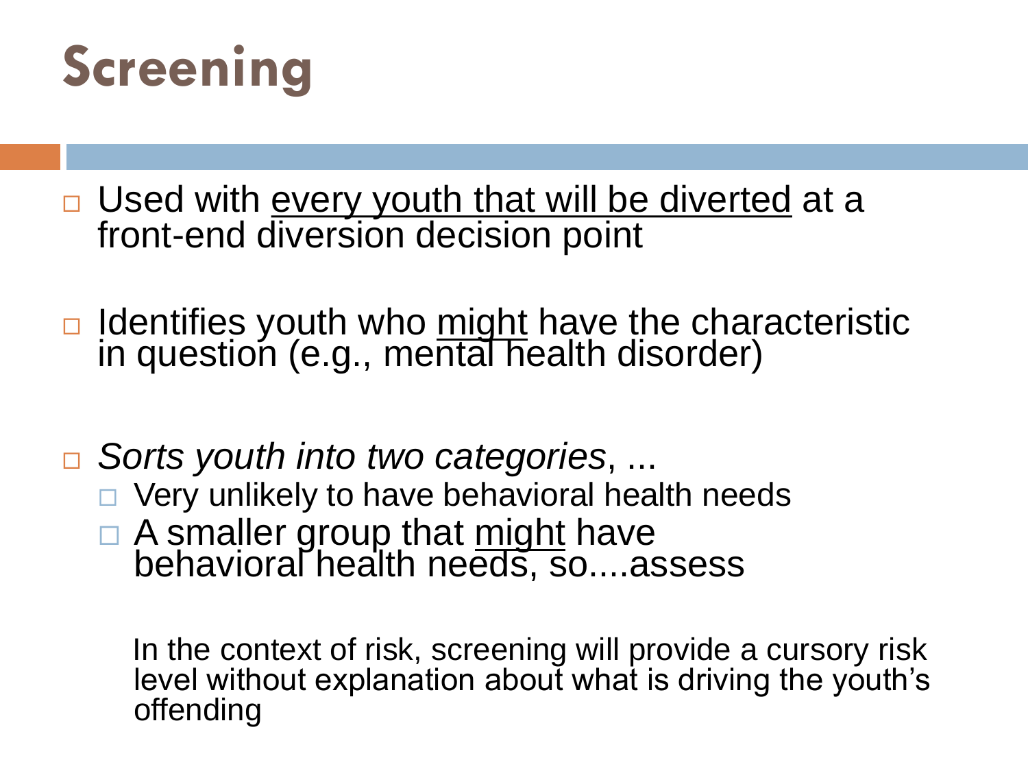# Screening

- Used with <u>every youth that will be diverted</u> at a front-end diversion decision point

- Identifies youth who <u>might</u> have the characteristic in question (e.g., mental health disorder)

- *Sorts youth into two categories*, ...
  - Very unlikely to have behavioral health needs
  - A smaller group that <u>might</u> have behavioral health needs, so....assess

  In the context of risk, screening will provide a cursory risk level without explanation about what is driving the youth's offending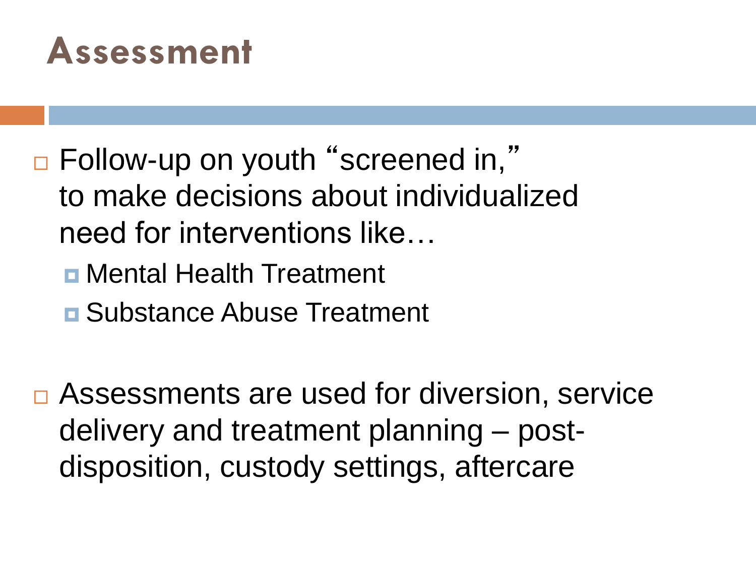# Assessment

- Follow-up on youth "screened in," to make decisions about individualized need for interventions like…
  - Mental Health Treatment
  - Substance Abuse Treatment

- Assessments are used for diversion, service delivery and treatment planning – post-disposition, custody settings, aftercare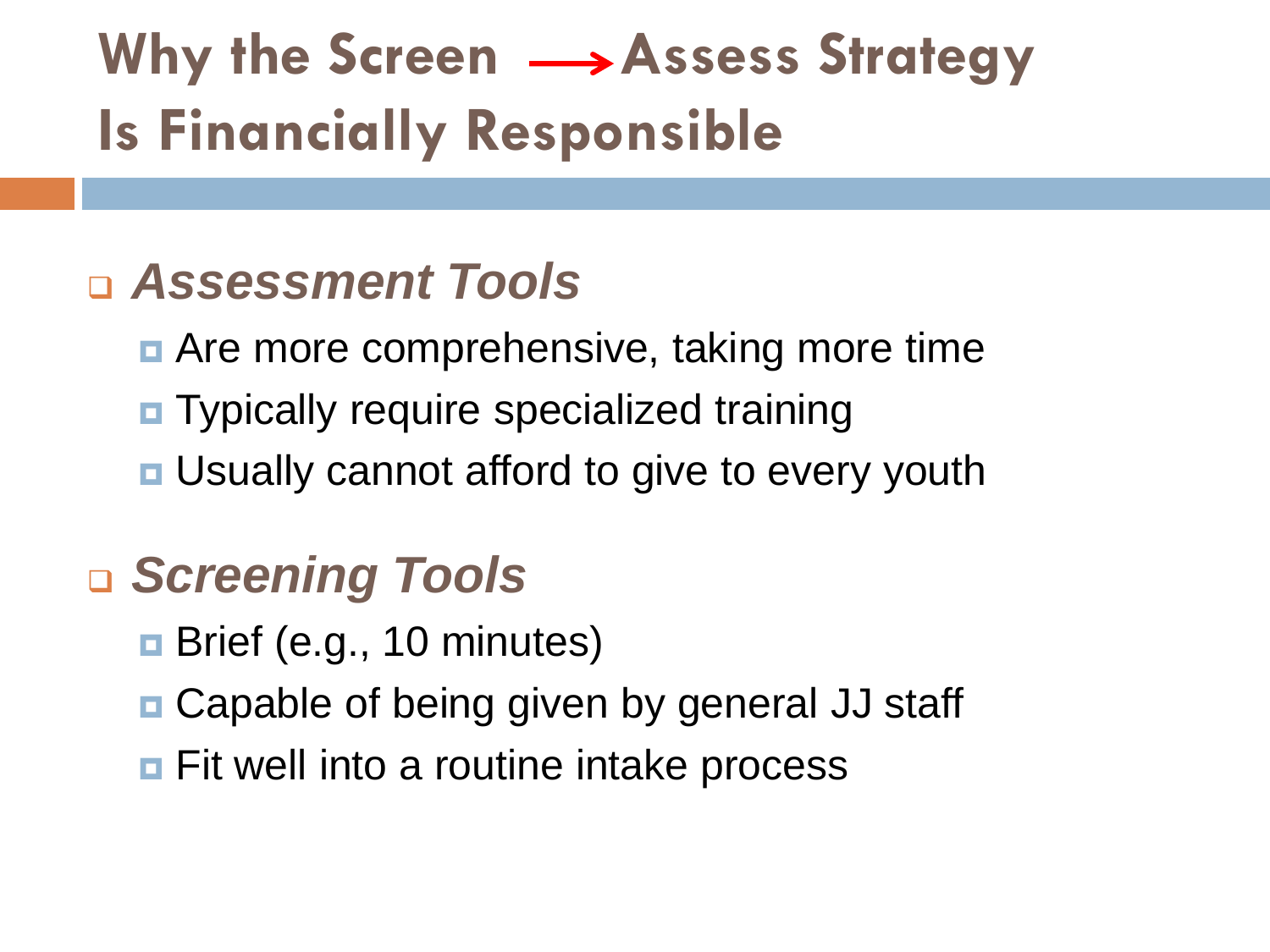# Why the Screen → Assess Strategy Is Financially Responsible

- ***Assessment Tools***
  - Are more comprehensive, taking more time
  - Typically require specialized training
  - Usually cannot afford to give to every youth
- ***Screening Tools***
  - Brief (e.g., 10 minutes)
  - Capable of being given by general JJ staff
  - Fit well into a routine intake process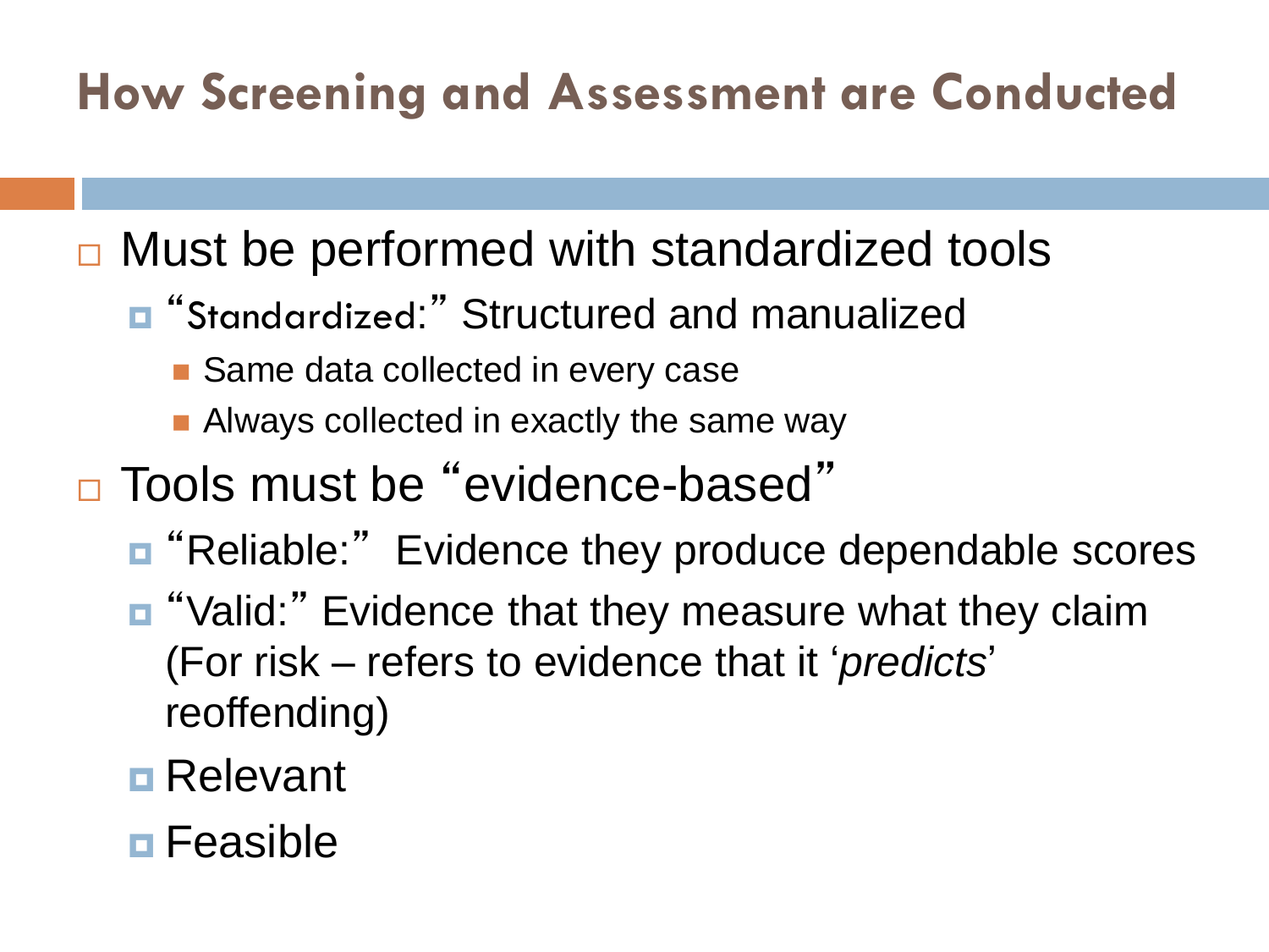# How Screening and Assessment are Conducted

- Must be performed with standardized tools
  - "Standardized:" Structured and manualized
    - Same data collected in every case
    - Always collected in exactly the same way
- Tools must be "evidence-based"
  - "Reliable:" Evidence they produce dependable scores
  - "Valid:" Evidence that they measure what they claim (For risk – refers to evidence that it '*predicts*' reoffending)
  - Relevant
  - Feasible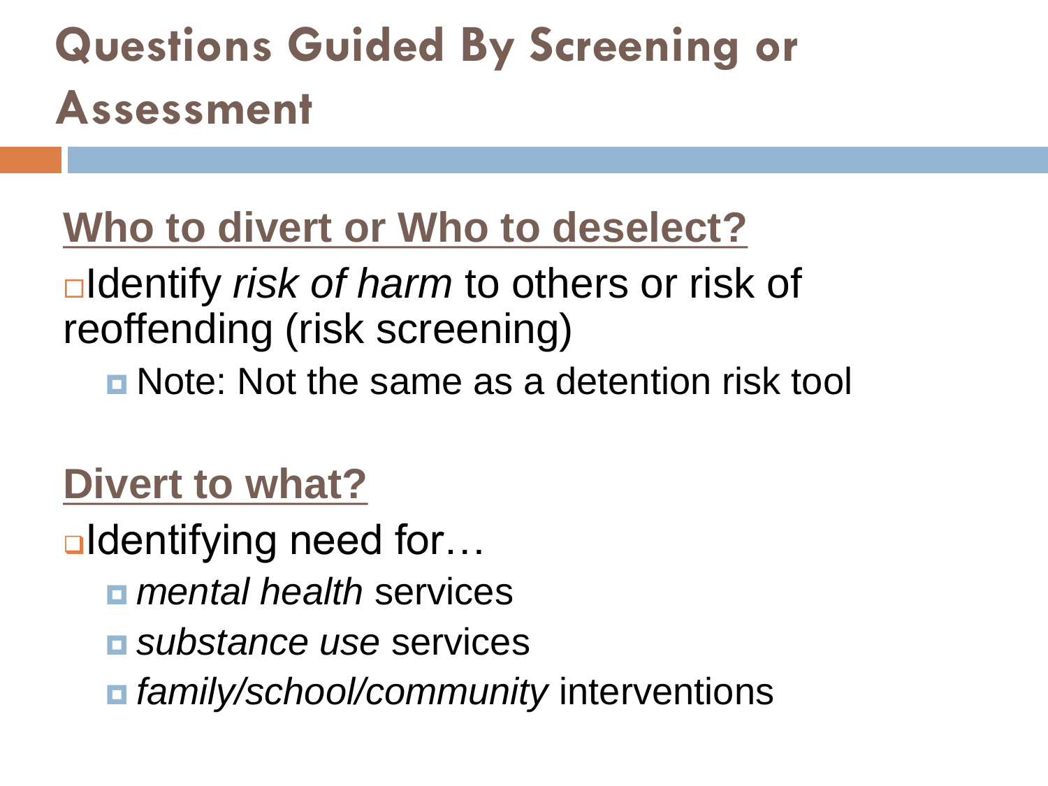# Questions Guided By Screening or Assessment

## Who to divert or Who to deselect?

- Identify *risk of harm* to others or risk of reoffending (risk screening)
  - Note: Not the same as a detention risk tool

## Divert to what?

- Identifying need for…
  - *mental health* services
  - *substance use* services
  - *family/school/community* interventions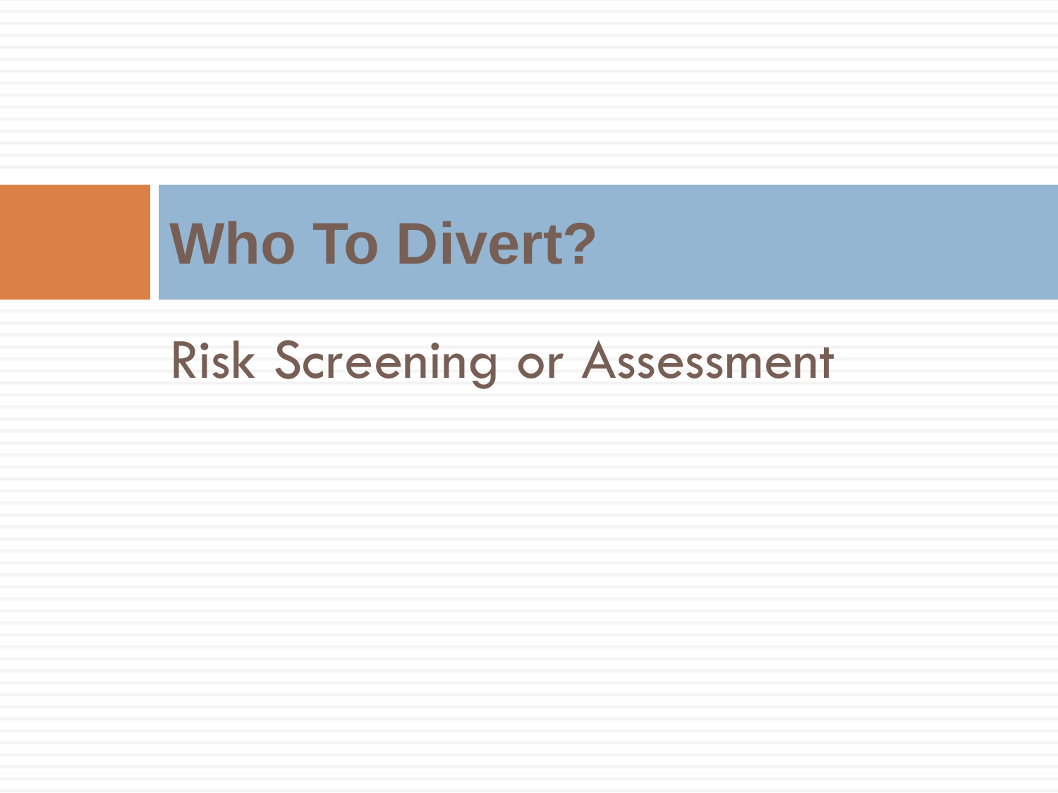# Who To Divert?

Risk Screening or Assessment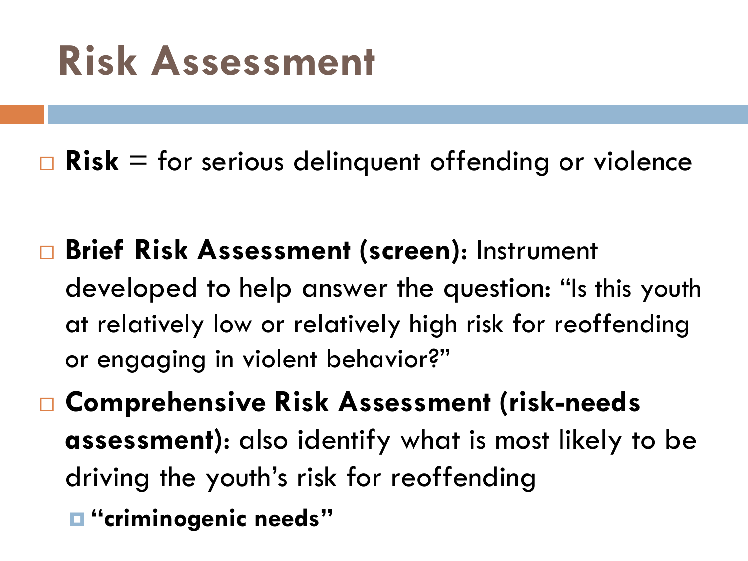# Risk Assessment

- **Risk** = for serious delinquent offending or violence

- **Brief Risk Assessment (screen)**: Instrument developed to help answer the question: "Is this youth at relatively low or relatively high risk for reoffending or engaging in violent behavior?"
- **Comprehensive Risk Assessment (risk-needs assessment)**: also identify what is most likely to be driving the youth's risk for reoffending
  - **"criminogenic needs"**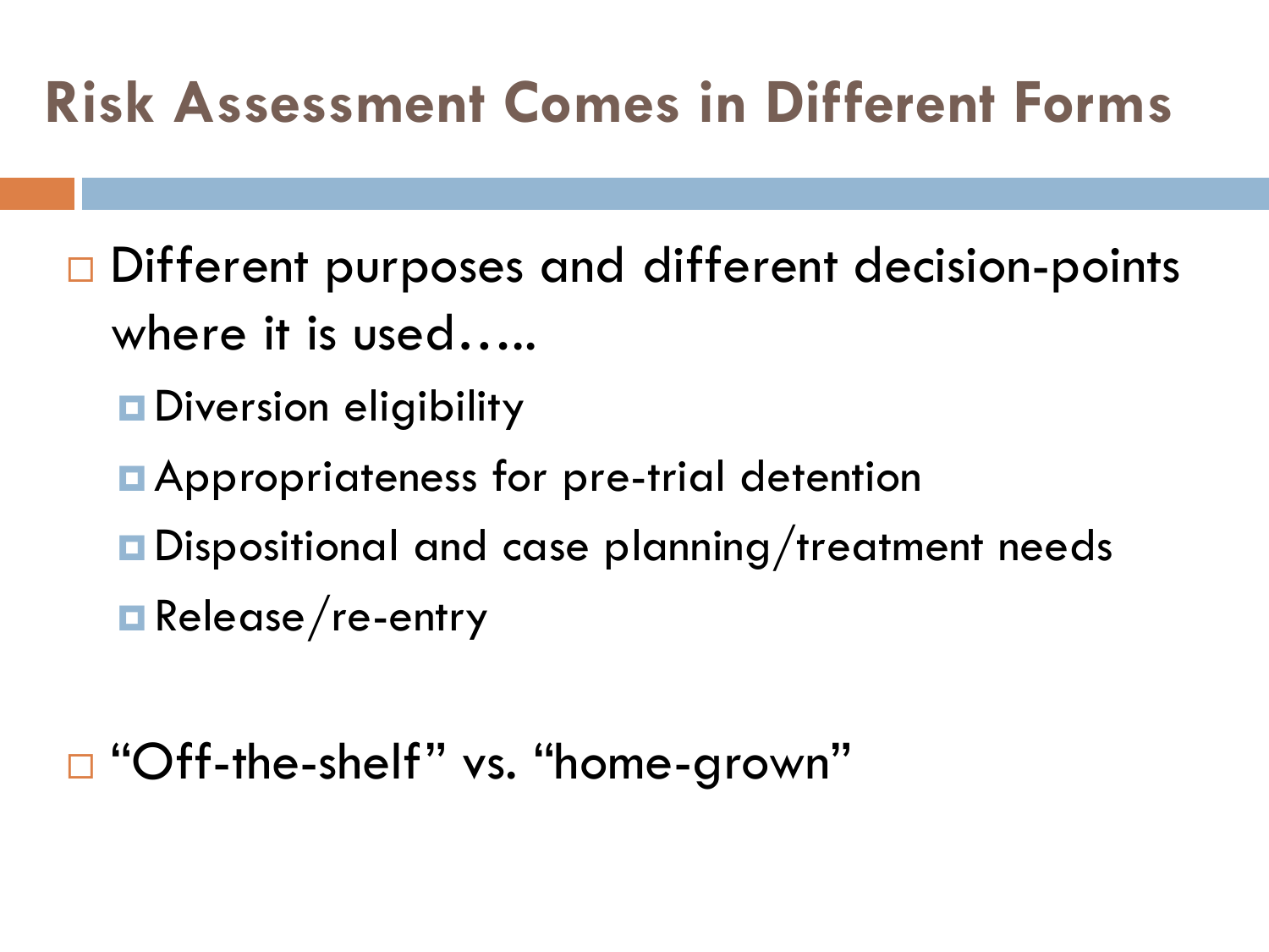# Risk Assessment Comes in Different Forms

- Different purposes and different decision-points where it is used…..
  - Diversion eligibility
  - Appropriateness for pre-trial detention
  - Dispositional and case planning/treatment needs
  - Release/re-entry

- "Off-the-shelf" vs. "home-grown"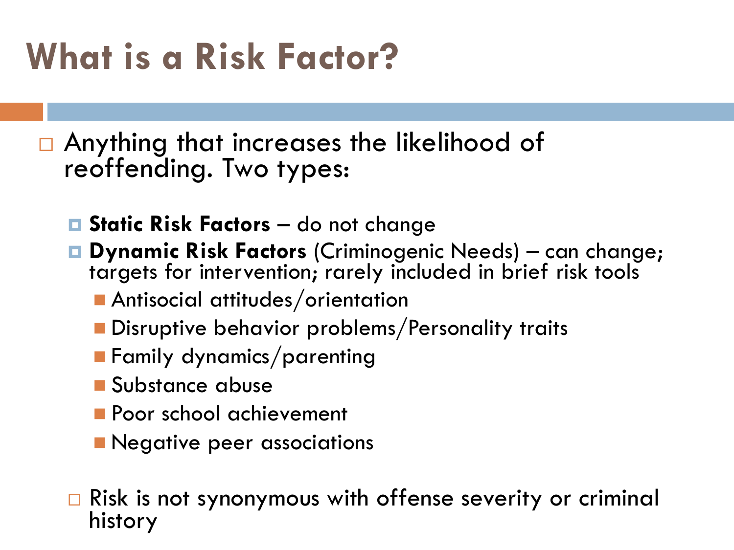# What is a Risk Factor?

- Anything that increases the likelihood of reoffending. Two types:
  - **Static Risk Factors** – do not change
  - **Dynamic Risk Factors** (Criminogenic Needs) – can change; targets for intervention; rarely included in brief risk tools
    - Antisocial attitudes/orientation
    - Disruptive behavior problems/Personality traits
    - Family dynamics/parenting
    - Substance abuse
    - Poor school achievement
    - Negative peer associations
  - Risk is not synonymous with offense severity or criminal history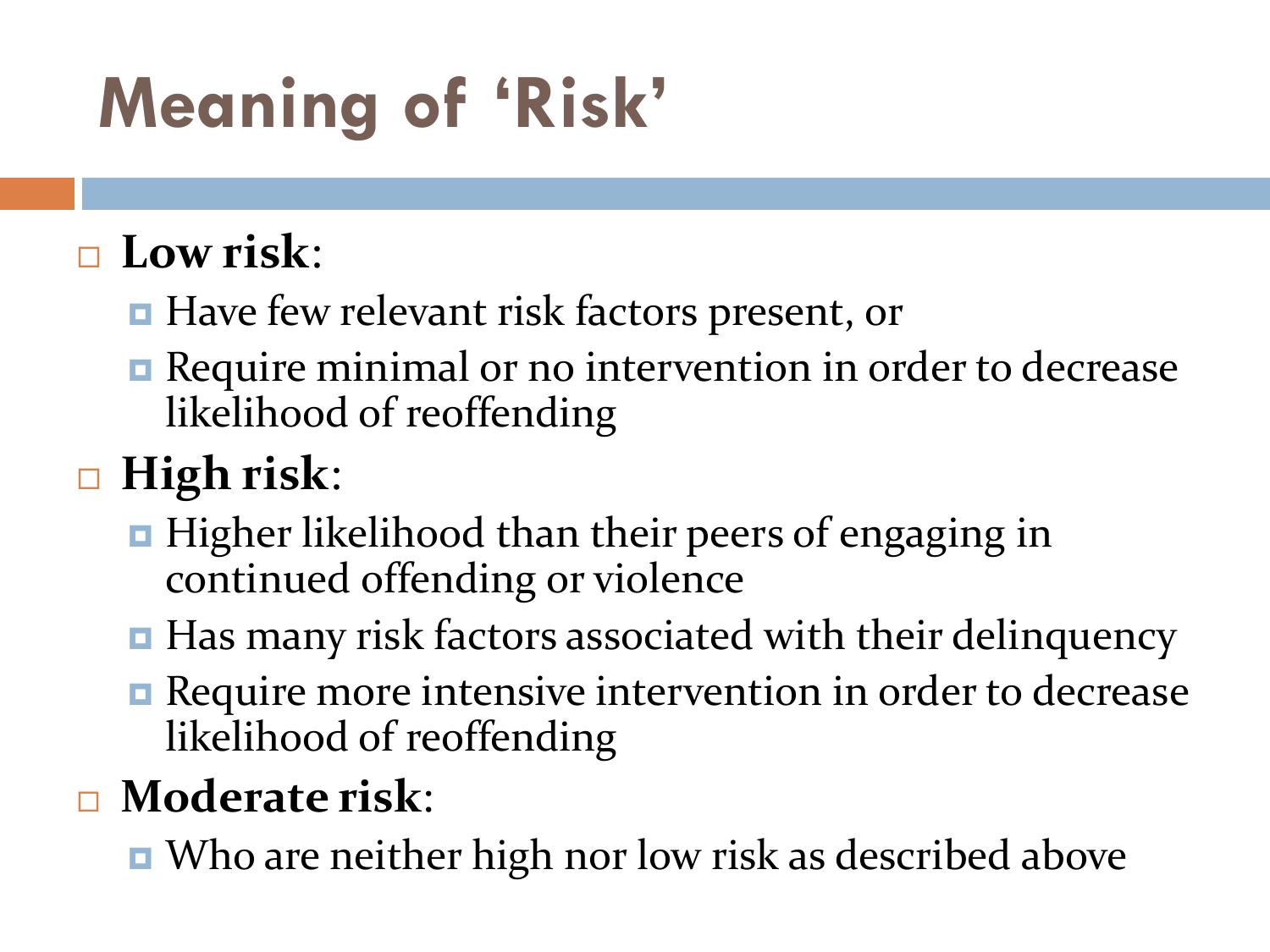# Meaning of 'Risk'

- **Low risk**:
  - Have few relevant risk factors present, or
  - Require minimal or no intervention in order to decrease likelihood of reoffending
- **High risk**:
  - Higher likelihood than their peers of engaging in continued offending or violence
  - Has many risk factors associated with their delinquency
  - Require more intensive intervention in order to decrease likelihood of reoffending
- **Moderate risk**:
  - Who are neither high nor low risk as described above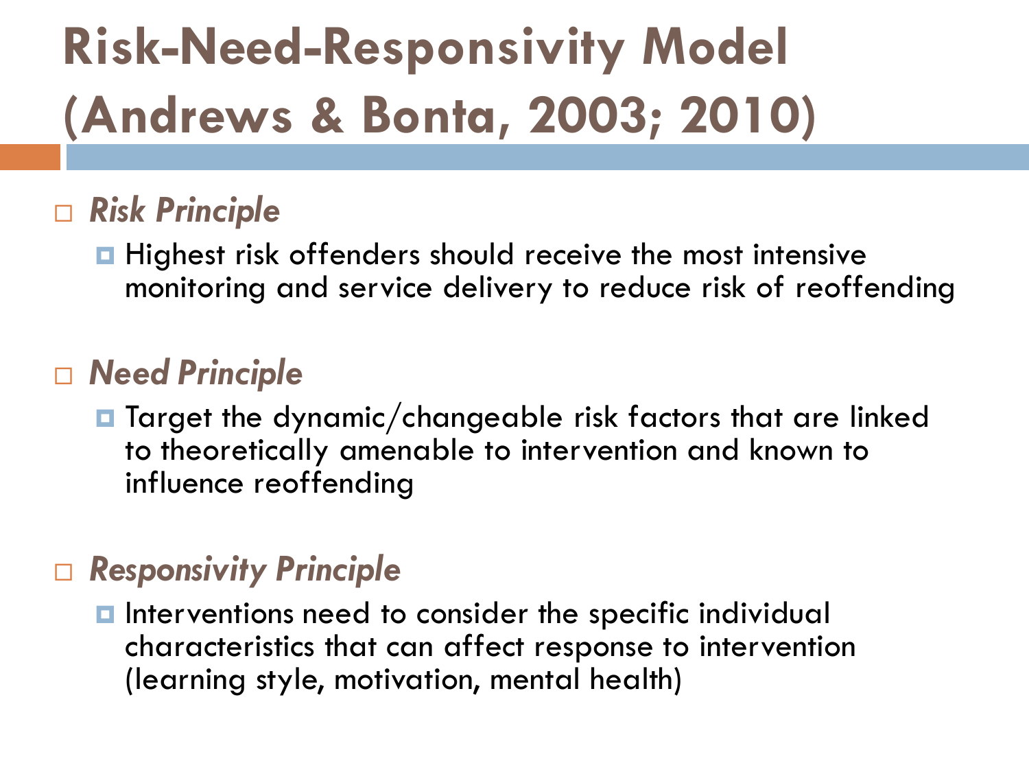# Risk-Need-Responsivity Model (Andrews & Bonta, 2003; 2010)

- ***Risk Principle***
  - Highest risk offenders should receive the most intensive monitoring and service delivery to reduce risk of reoffending

- ***Need Principle***
  - Target the dynamic/changeable risk factors that are linked to theoretically amenable to intervention and known to influence reoffending

- ***Responsivity Principle***
  - Interventions need to consider the specific individual characteristics that can affect response to intervention (learning style, motivation, mental health)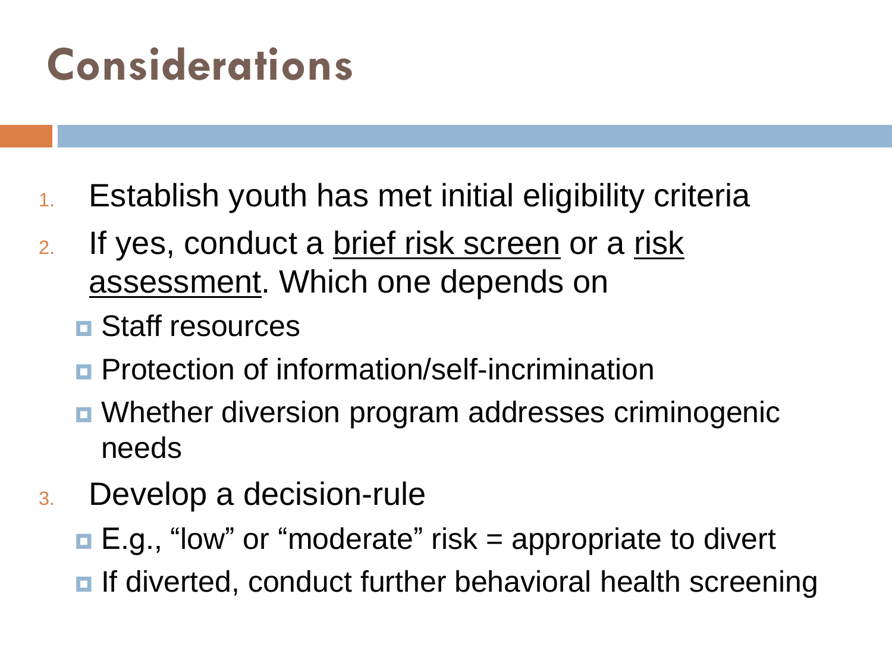# Considerations

1. Establish youth has met initial eligibility criteria
2. If yes, conduct a <u>brief risk screen</u> or a <u>risk assessment</u>. Which one depends on
   - Staff resources
   - Protection of information/self-incrimination
   - Whether diversion program addresses criminogenic needs
3. Develop a decision-rule
   - E.g., "low" or "moderate" risk = appropriate to divert
   - If diverted, conduct further behavioral health screening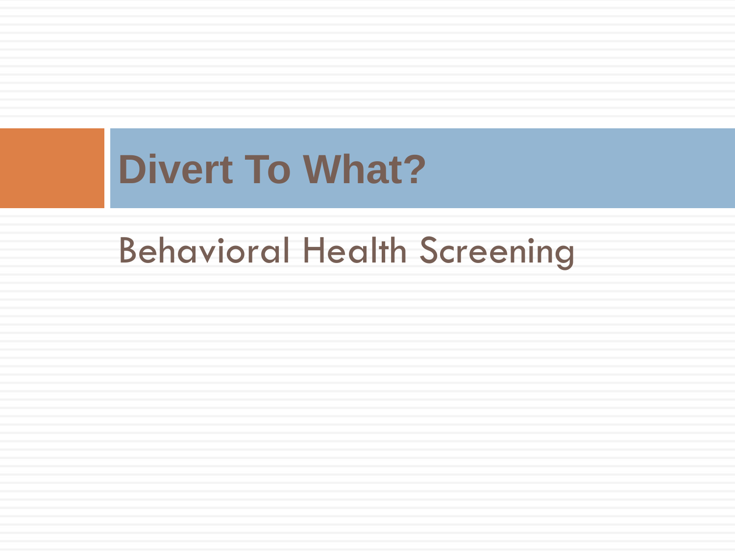# Divert To What?

Behavioral Health Screening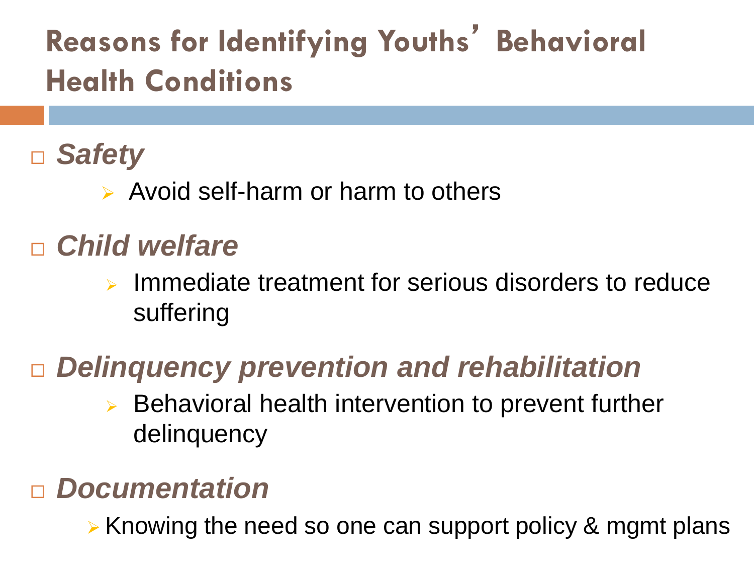# Reasons for Identifying Youths' Behavioral Health Conditions

- ***Safety***
  - Avoid self-harm or harm to others
- ***Child welfare***
  - Immediate treatment for serious disorders to reduce suffering
- ***Delinquency prevention and rehabilitation***
  - Behavioral health intervention to prevent further delinquency
- ***Documentation***
  - Knowing the need so one can support policy & mgmt plans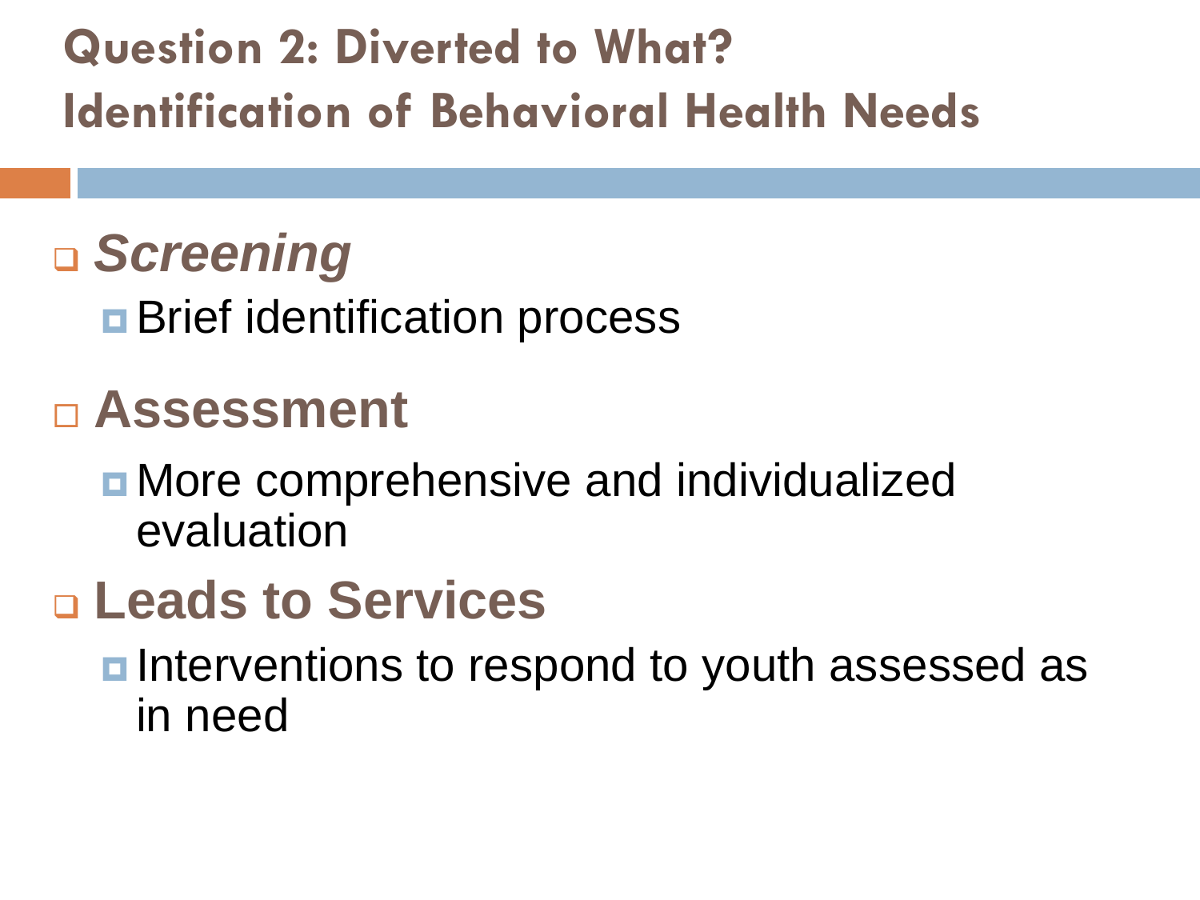# Question 2: Diverted to What?
# Identification of Behavioral Health Needs

- ***Screening***
  - Brief identification process
- **Assessment**
  - More comprehensive and individualized evaluation
- **Leads to Services**
  - Interventions to respond to youth assessed as in need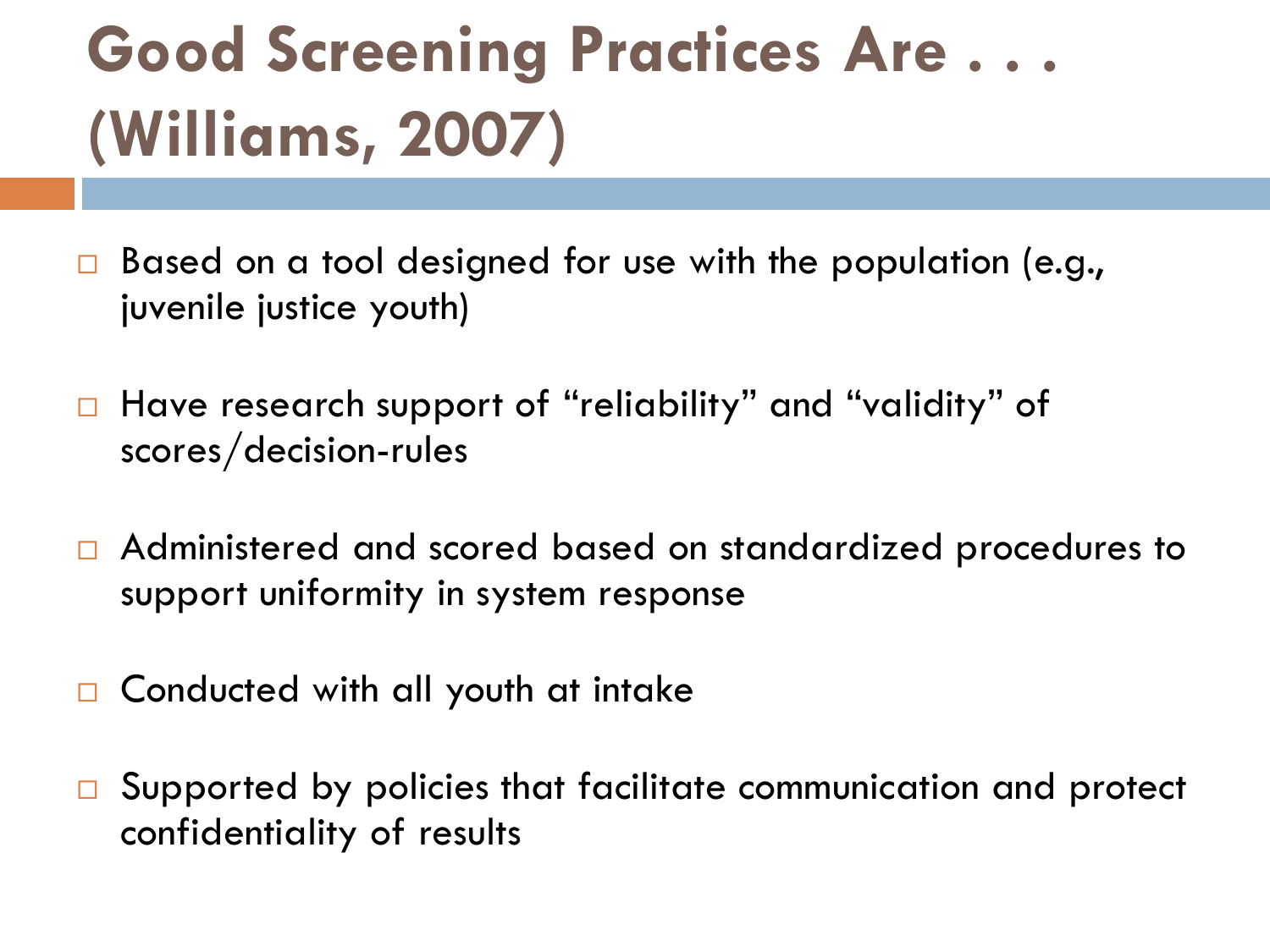# Good Screening Practices Are . . . (Williams, 2007)

- Based on a tool designed for use with the population (e.g., juvenile justice youth)
- Have research support of "reliability" and "validity" of scores/decision-rules
- Administered and scored based on standardized procedures to support uniformity in system response
- Conducted with all youth at intake
- Supported by policies that facilitate communication and protect confidentiality of results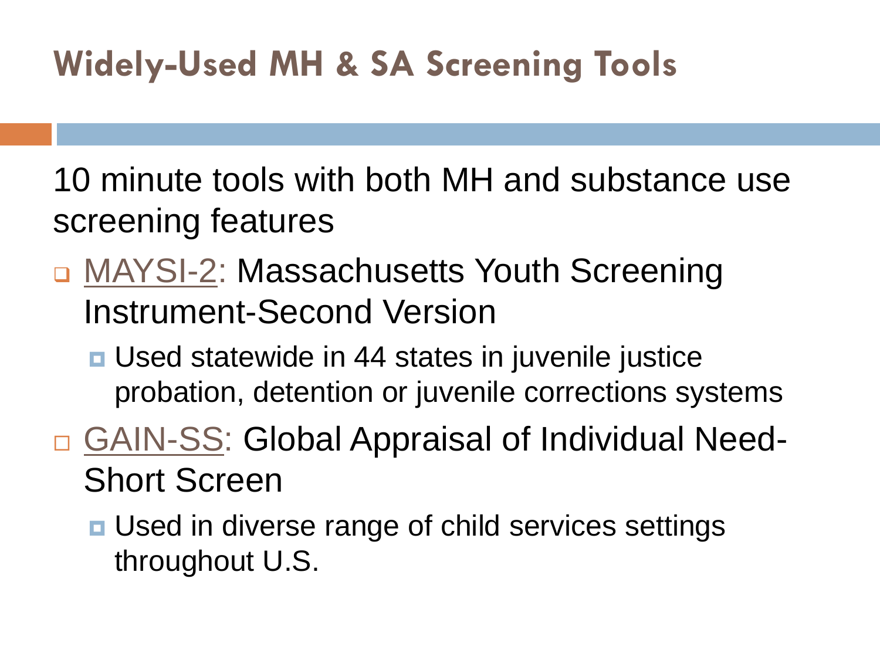# Widely-Used MH & SA Screening Tools

10 minute tools with both MH and substance use screening features

- MAYSI-2: Massachusetts Youth Screening Instrument-Second Version
  - Used statewide in 44 states in juvenile justice probation, detention or juvenile corrections systems
- GAIN-SS: Global Appraisal of Individual Need-Short Screen
  - Used in diverse range of child services settings throughout U.S.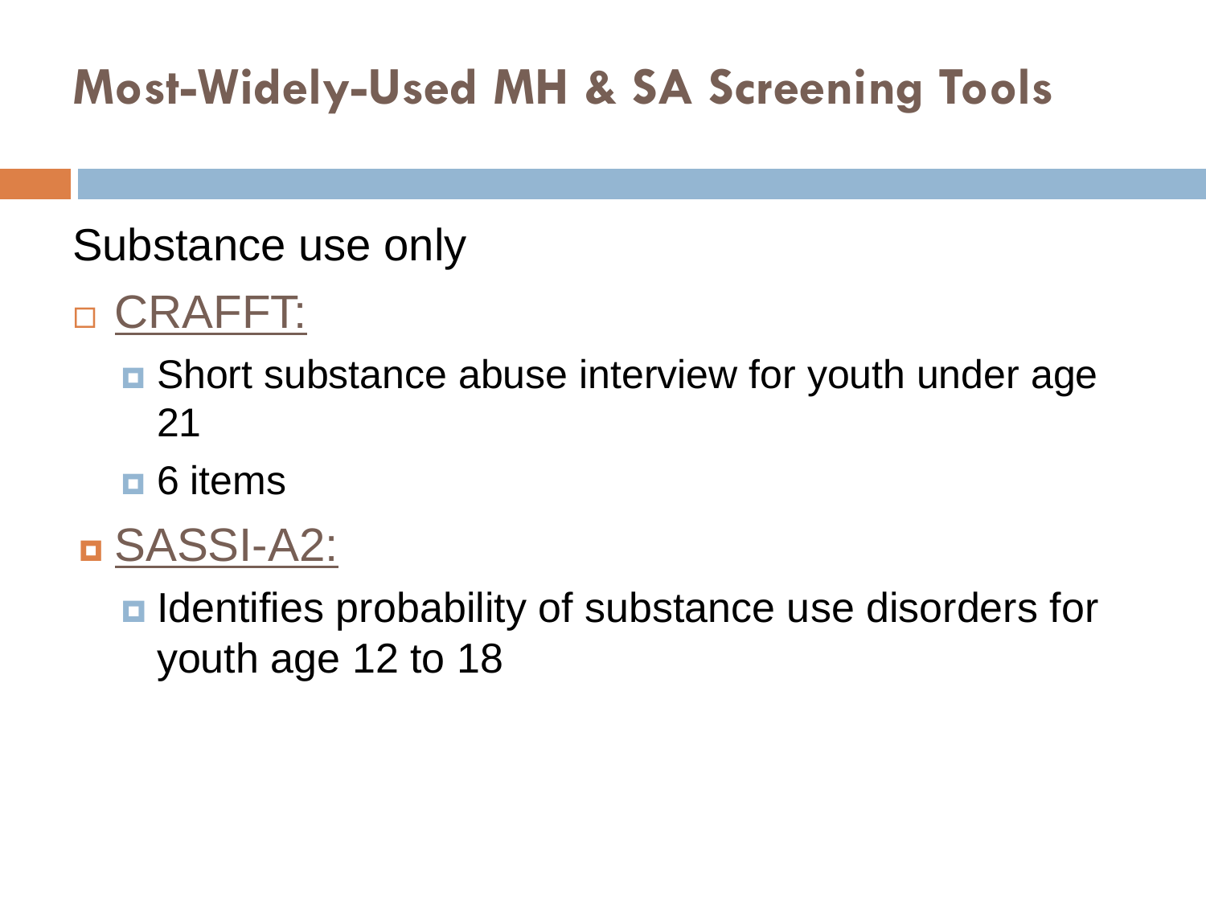# Most-Widely-Used MH & SA Screening Tools

Substance use only

- CRAFFT:
  - Short substance abuse interview for youth under age 21
  - 6 items
- SASSI-A2:
  - Identifies probability of substance use disorders for youth age 12 to 18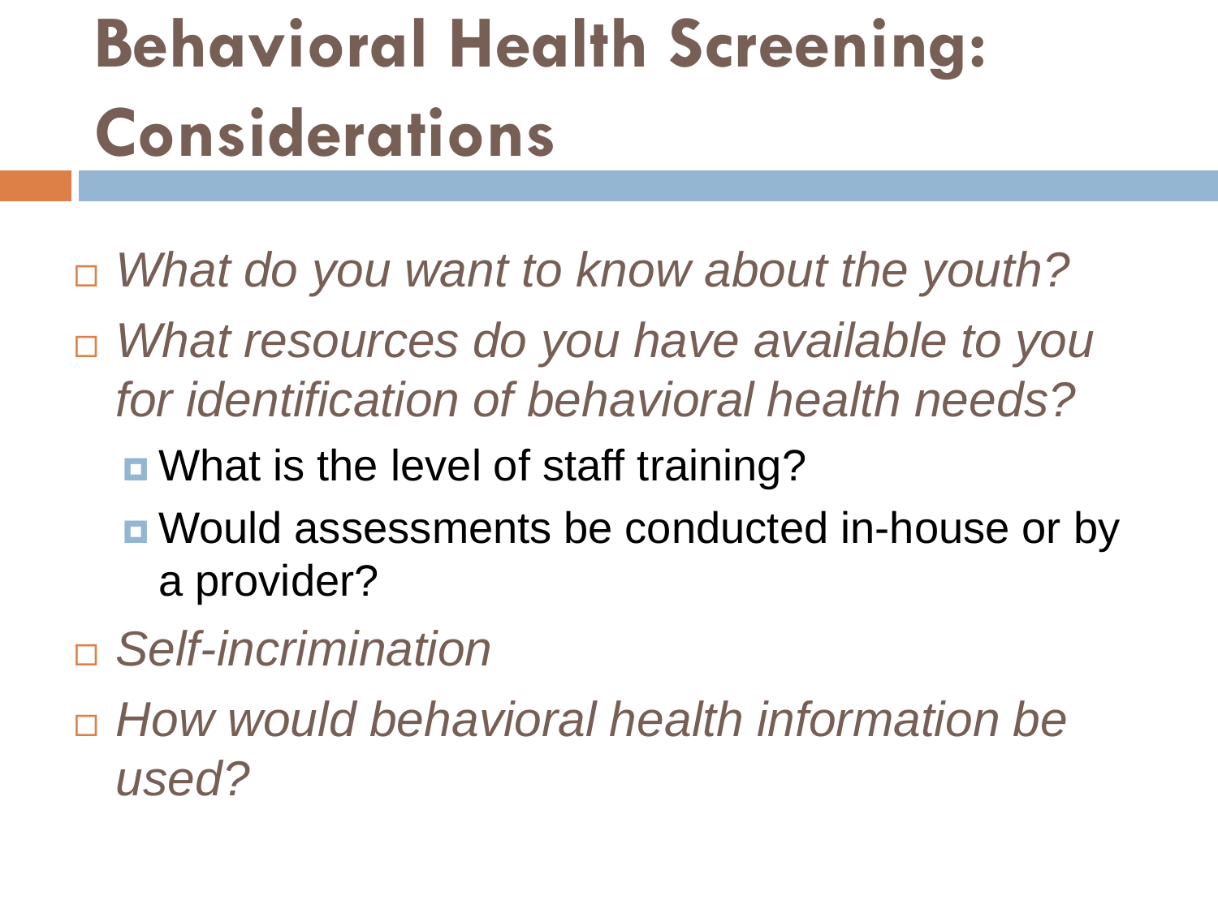# Behavioral Health Screening: Considerations

- *What do you want to know about the youth?*
- *What resources do you have available to you for identification of behavioral health needs?*
  - What is the level of staff training?
  - Would assessments be conducted in-house or by a provider?
- *Self-incrimination*
- *How would behavioral health information be used?*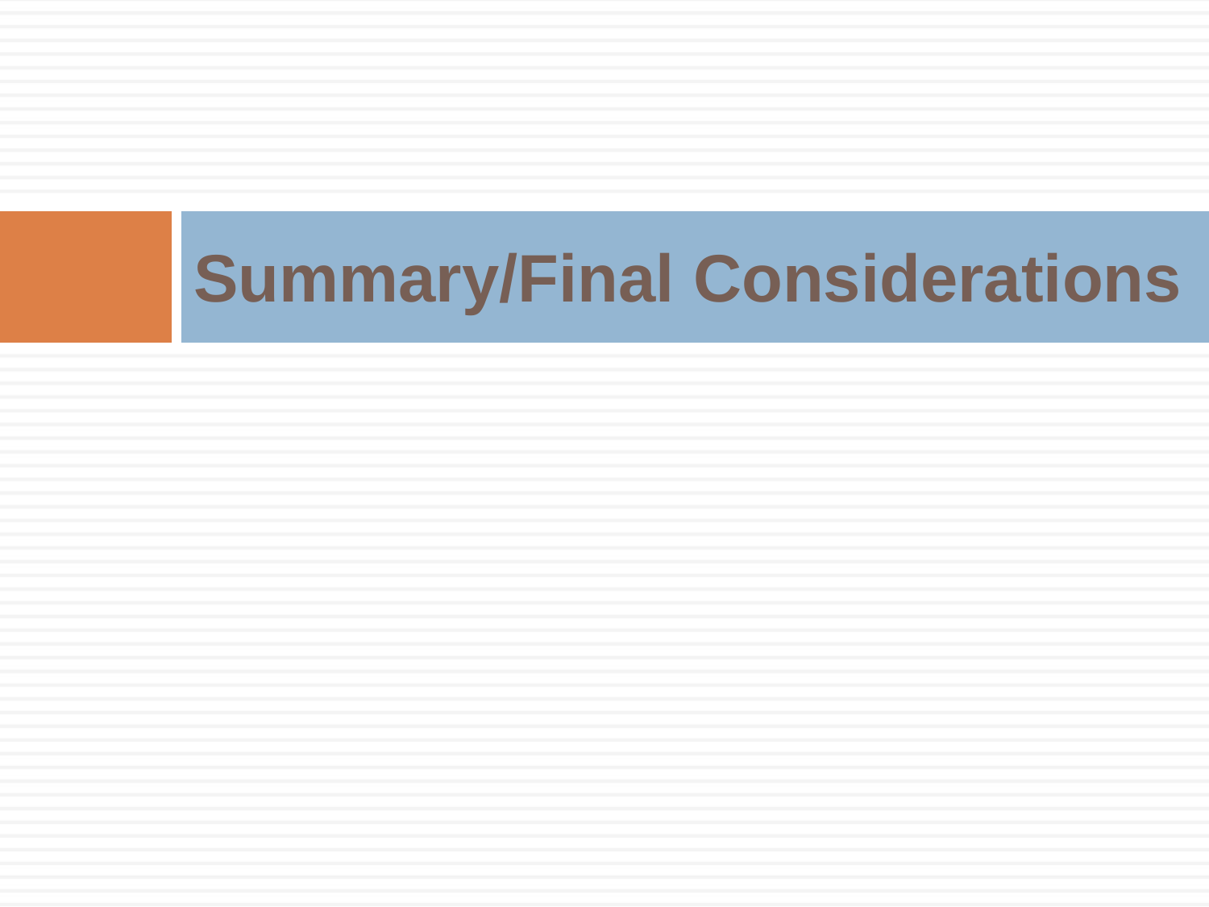# Summary/Final Considerations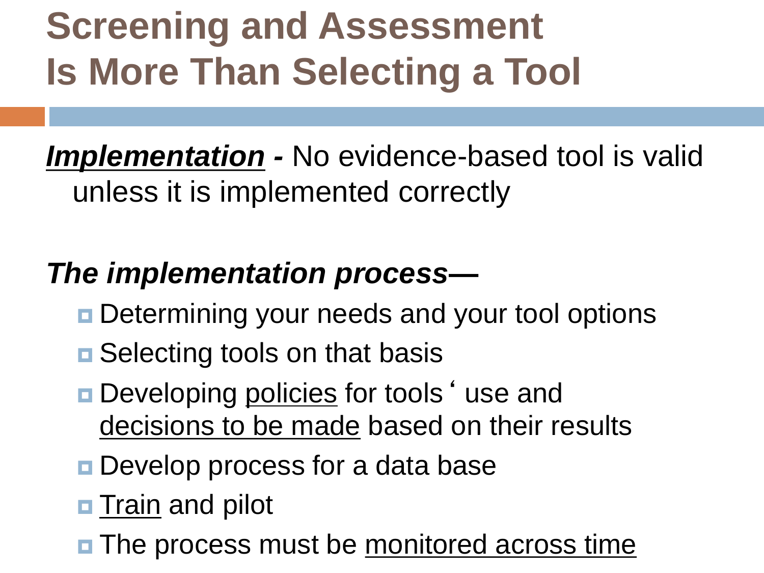# Screening and Assessment Is More Than Selecting a Tool

***Implementation* -** No evidence-based tool is valid unless it is implemented correctly

***The implementation process—***

- Determining your needs and your tool options
- Selecting tools on that basis
- Developing <u>policies</u> for tools' use and <u>decisions to be made</u> based on their results
- Develop process for a data base
- <u>Train</u> and pilot
- The process must be <u>monitored across time</u>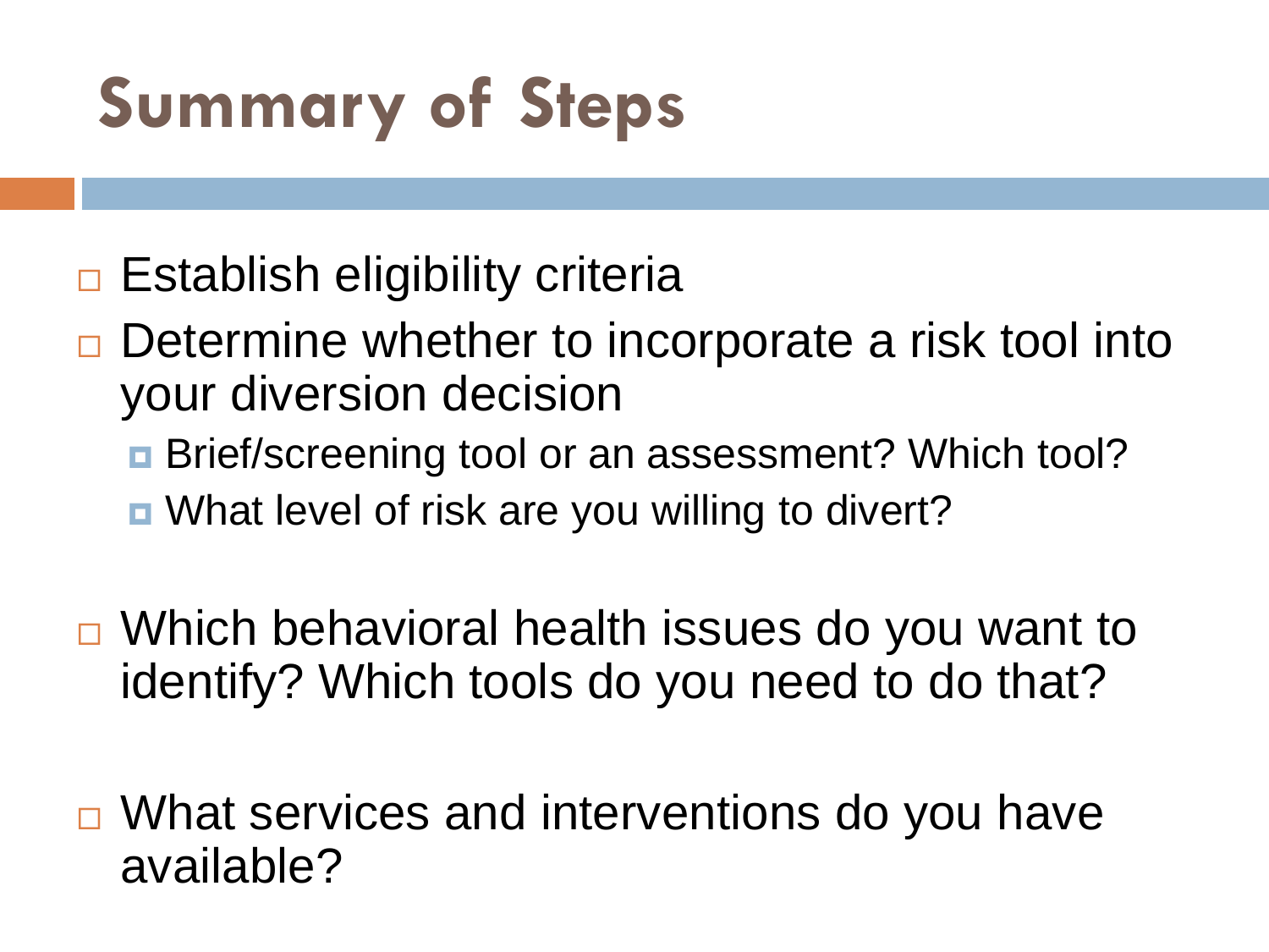# Summary of Steps

- Establish eligibility criteria
- Determine whether to incorporate a risk tool into your diversion decision
  - Brief/screening tool or an assessment? Which tool?
  - What level of risk are you willing to divert?
- Which behavioral health issues do you want to identify? Which tools do you need to do that?
- What services and interventions do you have available?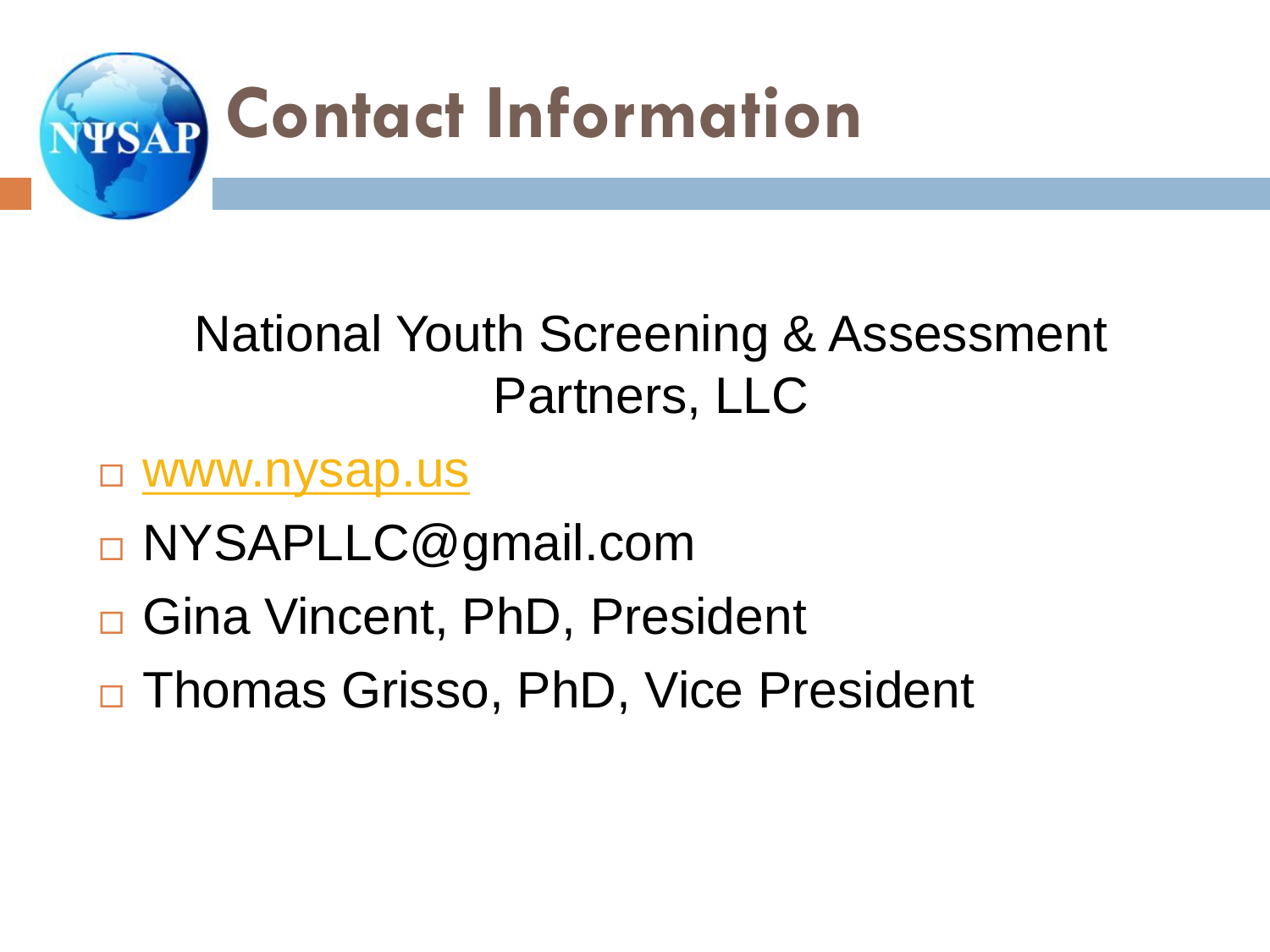# Contact Information

National Youth Screening & Assessment Partners, LLC

- www.nysap.us
- NYSAPLLC@gmail.com
- Gina Vincent, PhD, President
- Thomas Grisso, PhD, Vice President